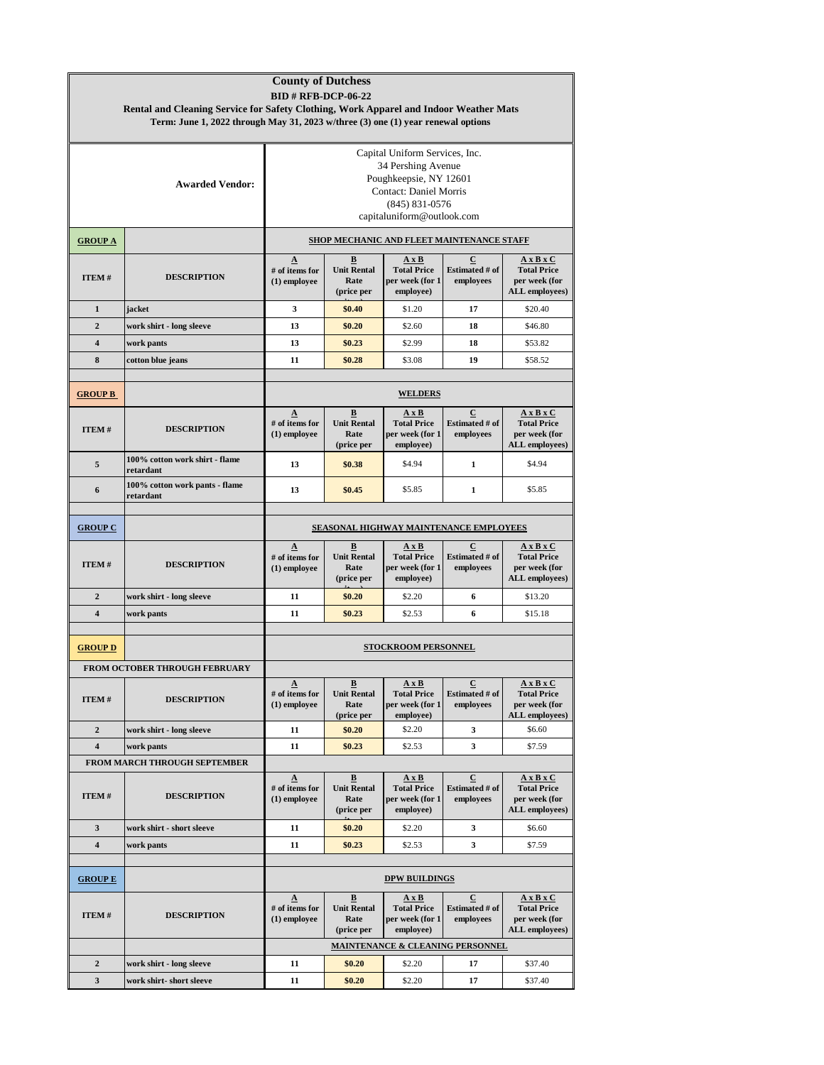# County of Dutchess

**BID # RFB-DCP-06-22**

**Rental and Cleaning Service for Safety Clothing, Work Apparel and Indoor Weather Mats**

**Term: June 1, 2022 through May 31, 2023 w/three (3) one (1) year renewal options**

**Awarded Vendor:**

Capital Uniform Services, Inc.
34 Pershing Avenue
Poughkeepsie, NY 12601
Contact: Daniel Morris
(845) 831-0576
capitaluniform@outlook.com

| **GROUP A** | | **SHOP MECHANIC AND FLEET MAINTENANCE STAFF** | | | | |
|---|---|---|---|---|---|---|
| **ITEM #** | **DESCRIPTION** | **A** # of items for (1) employee | **B** Unit Rental Rate (price per item) | **A x B** Total Price per week (for 1 employee) | **C** Estimated # of employees | **A x B x C** Total Price per week (for ALL employees) |
| 1 | jacket | 3 | $0.40 | $1.20 | 17 | $20.40 |
| 2 | work shirt - long sleeve | 13 | $0.20 | $2.60 | 18 | $46.80 |
| 4 | work pants | 13 | $0.23 | $2.99 | 18 | $53.82 |
| 8 | cotton blue jeans | 11 | $0.28 | $3.08 | 19 | $58.52 |

| **GROUP B** | | **WELDERS** | | | | |
|---|---|---|---|---|---|---|
| **ITEM #** | **DESCRIPTION** | **A** # of items for (1) employee | **B** Unit Rental Rate (price per item) | **A x B** Total Price per week (for 1 employee) | **C** Estimated # of employees | **A x B x C** Total Price per week (for ALL employees) |
| 5 | 100% cotton work shirt - flame retardant | 13 | $0.38 | $4.94 | 1 | $4.94 |
| 6 | 100% cotton work pants - flame retardant | 13 | $0.45 | $5.85 | 1 | $5.85 |

| **GROUP C** | | **SEASONAL HIGHWAY MAINTENANCE EMPLOYEES** | | | | |
|---|---|---|---|---|---|---|
| **ITEM #** | **DESCRIPTION** | **A** # of items for (1) employee | **B** Unit Rental Rate (price per item) | **A x B** Total Price per week (for 1 employee) | **C** Estimated # of employees | **A x B x C** Total Price per week (for ALL employees) |
| 2 | work shirt - long sleeve | 11 | $0.20 | $2.20 | 6 | $13.20 |
| 4 | work pants | 11 | $0.23 | $2.53 | 6 | $15.18 |

| **GROUP D** | | **STOCKROOM PERSONNEL** | | | | |
|---|---|---|---|---|---|---|
| **FROM OCTOBER THROUGH FEBRUARY** | | | | | | |
| **ITEM #** | **DESCRIPTION** | **A** # of items for (1) employee | **B** Unit Rental Rate (price per item) | **A x B** Total Price per week (for 1 employee) | **C** Estimated # of employees | **A x B x C** Total Price per week (for ALL employees) |
| 2 | work shirt - long sleeve | 11 | $0.20 | $2.20 | 3 | $6.60 |
| 4 | work pants | 11 | $0.23 | $2.53 | 3 | $7.59 |
| **FROM MARCH THROUGH SEPTEMBER** | | | | | | |
| **ITEM #** | **DESCRIPTION** | **A** # of items for (1) employee | **B** Unit Rental Rate (price per item) | **A x B** Total Price per week (for 1 employee) | **C** Estimated # of employees | **A x B x C** Total Price per week (for ALL employees) |
| 3 | work shirt - short sleeve | 11 | $0.20 | $2.20 | 3 | $6.60 |
| 4 | work pants | 11 | $0.23 | $2.53 | 3 | $7.59 |

| **GROUP E** | | **DPW BUILDINGS** | | | | |
|---|---|---|---|---|---|---|
| **ITEM #** | **DESCRIPTION** | **A** # of items for (1) employee | **B** Unit Rental Rate (price per item) | **A x B** Total Price per week (for 1 employee) | **C** Estimated # of employees | **A x B x C** Total Price per week (for ALL employees) |
| | | **MAINTENANCE & CLEANING PERSONNEL** | | | | |
| 2 | work shirt - long sleeve | 11 | $0.20 | $2.20 | 17 | $37.40 |
| 3 | work shirt- short sleeve | 11 | $0.20 | $2.20 | 17 | $37.40 |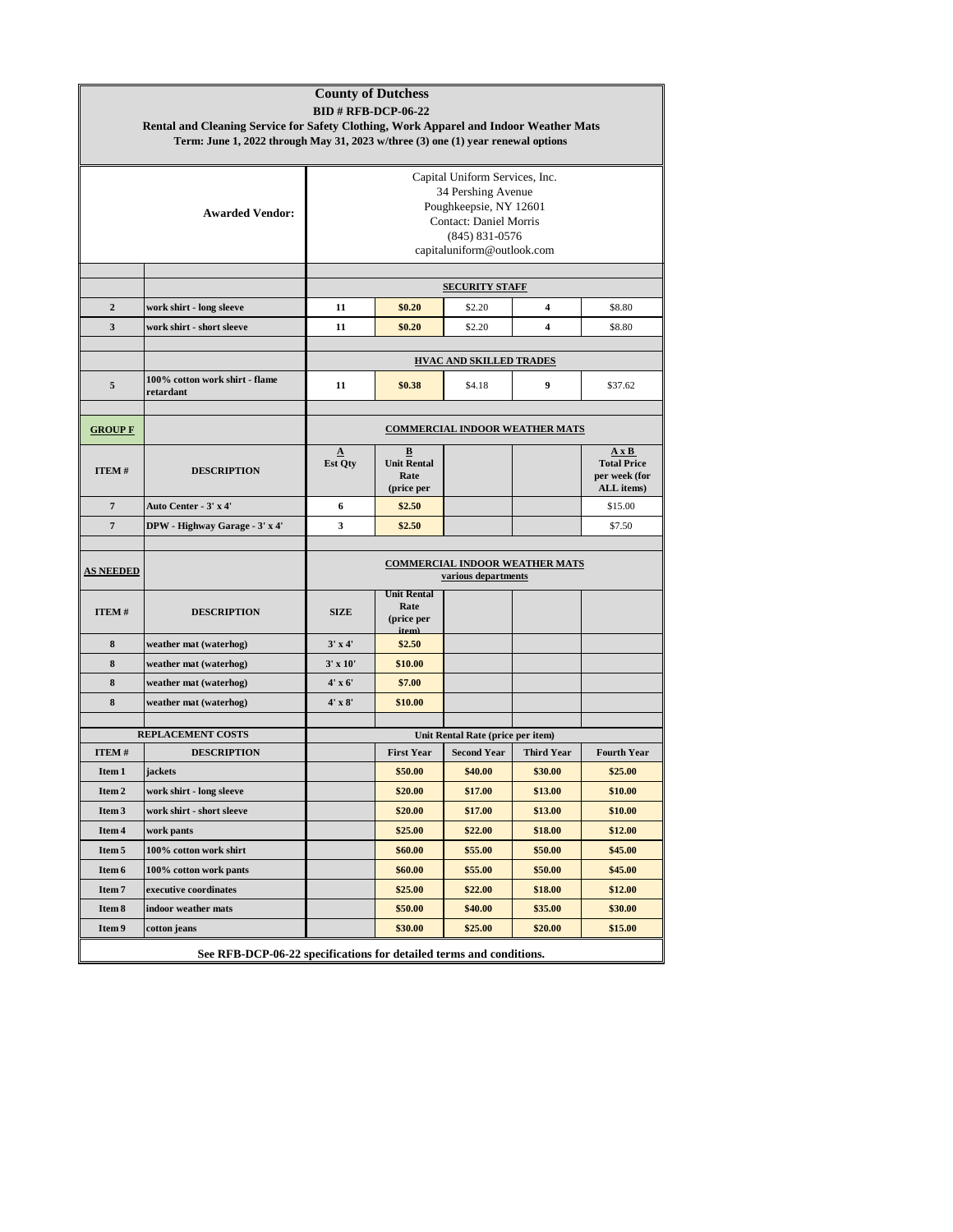**County of Dutchess**
**BID # RFB-DCP-06-22**
**Rental and Cleaning Service for Safety Clothing, Work Apparel and Indoor Weather Mats**
**Term: June 1, 2022 through May 31, 2023 w/three (3) one (1) year renewal options**

| | | | | | | |
|---|---|---|---|---|---|---|
| **Awarded Vendor:** | | Capital Uniform Services, Inc.<br>34 Pershing Avenue<br>Poughkeepsie, NY 12601<br>Contact: Daniel Morris<br>(845) 831-0576<br>capitaluniform@outlook.com | | | | |
| | | | | | | |
| | | **SECURITY STAFF** | | | | |
| **2** | **work shirt - long sleeve** | **11** | **$0.20** | $2.20 | **4** | $8.80 |
| **3** | **work shirt - short sleeve** | **11** | **$0.20** | $2.20 | **4** | $8.80 |
| | | | | | | |
| | | **HVAC AND SKILLED TRADES** | | | | |
| **5** | **100% cotton work shirt - flame retardant** | **11** | **$0.38** | $4.18 | **9** | $37.62 |
| | | | | | | |
| **GROUP F** | | **COMMERCIAL INDOOR WEATHER MATS** | | | | |
| **ITEM #** | **DESCRIPTION** | **A**<br>**Est Qty** | **B**<br>**Unit Rental Rate (price per** | | | **A x B**<br>**Total Price per week (for ALL items)** |
| **7** | **Auto Center - 3' x 4'** | **6** | **$2.50** | | | $15.00 |
| **7** | **DPW - Highway Garage - 3' x 4'** | **3** | **$2.50** | | | $7.50 |
| | | | | | | |
| **AS NEEDED** | | **COMMERCIAL INDOOR WEATHER MATS**<br>**various departments** | | | | |
| **ITEM #** | **DESCRIPTION** | **SIZE** | **Unit Rental Rate (price per item)** | | | |
| **8** | **weather mat (waterhog)** | **3' x 4'** | **$2.50** | | | |
| **8** | **weather mat (waterhog)** | **3' x 10'** | **$10.00** | | | |
| **8** | **weather mat (waterhog)** | **4' x 6'** | **$7.00** | | | |
| **8** | **weather mat (waterhog)** | **4' x 8'** | **$10.00** | | | |
| | | | | | | |
| **REPLACEMENT COSTS** | | | **Unit Rental Rate (price per item)** | | | |
| **ITEM #** | **DESCRIPTION** | | **First Year** | **Second Year** | **Third Year** | **Fourth Year** |
| **Item 1** | **jackets** | | **$50.00** | **$40.00** | **$30.00** | **$25.00** |
| **Item 2** | **work shirt - long sleeve** | | **$20.00** | **$17.00** | **$13.00** | **$10.00** |
| **Item 3** | **work shirt - short sleeve** | | **$20.00** | **$17.00** | **$13.00** | **$10.00** |
| **Item 4** | **work pants** | | **$25.00** | **$22.00** | **$18.00** | **$12.00** |
| **Item 5** | **100% cotton work shirt** | | **$60.00** | **$55.00** | **$50.00** | **$45.00** |
| **Item 6** | **100% cotton work pants** | | **$60.00** | **$55.00** | **$50.00** | **$45.00** |
| **Item 7** | **executive coordinates** | | **$25.00** | **$22.00** | **$18.00** | **$12.00** |
| **Item 8** | **indoor weather mats** | | **$50.00** | **$40.00** | **$35.00** | **$30.00** |
| **Item 9** | **cotton jeans** | | **$30.00** | **$25.00** | **$20.00** | **$15.00** |

**See RFB-DCP-06-22 specifications for detailed terms and conditions.**